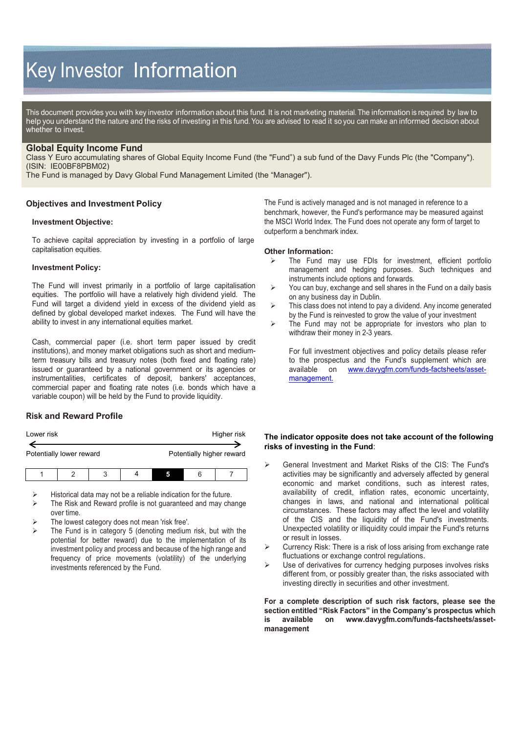# Key Investor Information

This document provides you with key investor information about this fund. It is not marketing material. The information is required by law to help you understand the nature and the risks of investing in this fund. You are advised to read it so you can make an informed decision about whether to invest.

## Global Equity Income Fund

Class Y Euro accumulating shares of Global Equity Income Fund (the "Fund") a sub fund of the Davy Funds Plc (the "Company"). (ISIN: IE00BF8PBM02)

The Fund is managed by Davy Global Fund Management Limited (the "Manager").

## Objectives and Investment Policy

### Investment Objective:

To achieve capital appreciation by investing in a portfolio of large capitalisation equities.

### Investment Policy:

The Fund will invest primarily in a portfolio of large capitalisation equities. The portfolio will have a relatively high dividend yield. The Fund will target a dividend yield in excess of the dividend yield as defined by global developed market indexes. The Fund will have the ability to invest in any international equities market.

Cash, commercial paper (i.e. short term paper issued by credit institutions), and money market obligations such as short and medium-term treasury bills and treasury notes (both fixed and floating rate) issued or guaranteed by a national government or its agencies or instrumentalities, certificates of deposit, bankers' acceptances, commercial paper and floating rate notes (i.e. bonds which have a variable coupon) will be held by the Fund to provide liquidity.

The Fund is actively managed and is not managed in reference to a benchmark, however, the Fund's performance may be measured against the MSCI World Index. The Fund does not operate any form of target to outperform a benchmark index.

### Other Information:

- The Fund may use FDIs for investment, efficient portfolio management and hedging purposes. Such techniques and instruments include options and forwards.
- You can buy, exchange and sell shares in the Fund on a daily basis on any business day in Dublin.
- This class does not intend to pay a dividend. Any income generated by the Fund is reinvested to grow the value of your investment
- The Fund may not be appropriate for investors who plan to withdraw their money in 2-3 years.

  For full investment objectives and policy details please refer to the prospectus and the Fund's supplement which are available on [www.davygfm.com/funds-factsheets/asset-management.](www.davygfm.com/funds-factsheets/asset-management)

## Risk and Reward Profile

Lower risk — Higher risk

Potentially lower reward — Potentially higher reward

| 1 | 2 | 3 | 4 | **5** | 6 | 7 |
|---|---|---|---|---|---|---|

- Historical data may not be a reliable indication for the future.
- The Risk and Reward profile is not guaranteed and may change over time.
- The lowest category does not mean 'risk free'.
- The Fund is in category 5 (denoting medium risk, but with the potential for better reward) due to the implementation of its investment policy and process and because of the high range and frequency of price movements (volatility) of the underlying investments referenced by the Fund.

**The indicator opposite does not take account of the following risks of investing in the Fund**:

- General Investment and Market Risks of the CIS: The Fund's activities may be significantly and adversely affected by general economic and market conditions, such as interest rates, availability of credit, inflation rates, economic uncertainty, changes in laws, and national and international political circumstances. These factors may affect the level and volatility of the CIS and the liquidity of the Fund's investments. Unexpected volatility or illiquidity could impair the Fund's returns or result in losses.
- Currency Risk: There is a risk of loss arising from exchange rate fluctuations or exchange control regulations.
- Use of derivatives for currency hedging purposes involves risks different from, or possibly greater than, the risks associated with investing directly in securities and other investment.

**For a complete description of such risk factors, please see the section entitled "Risk Factors" in the Company's prospectus which is available on www.davygfm.com/funds-factsheets/asset-management**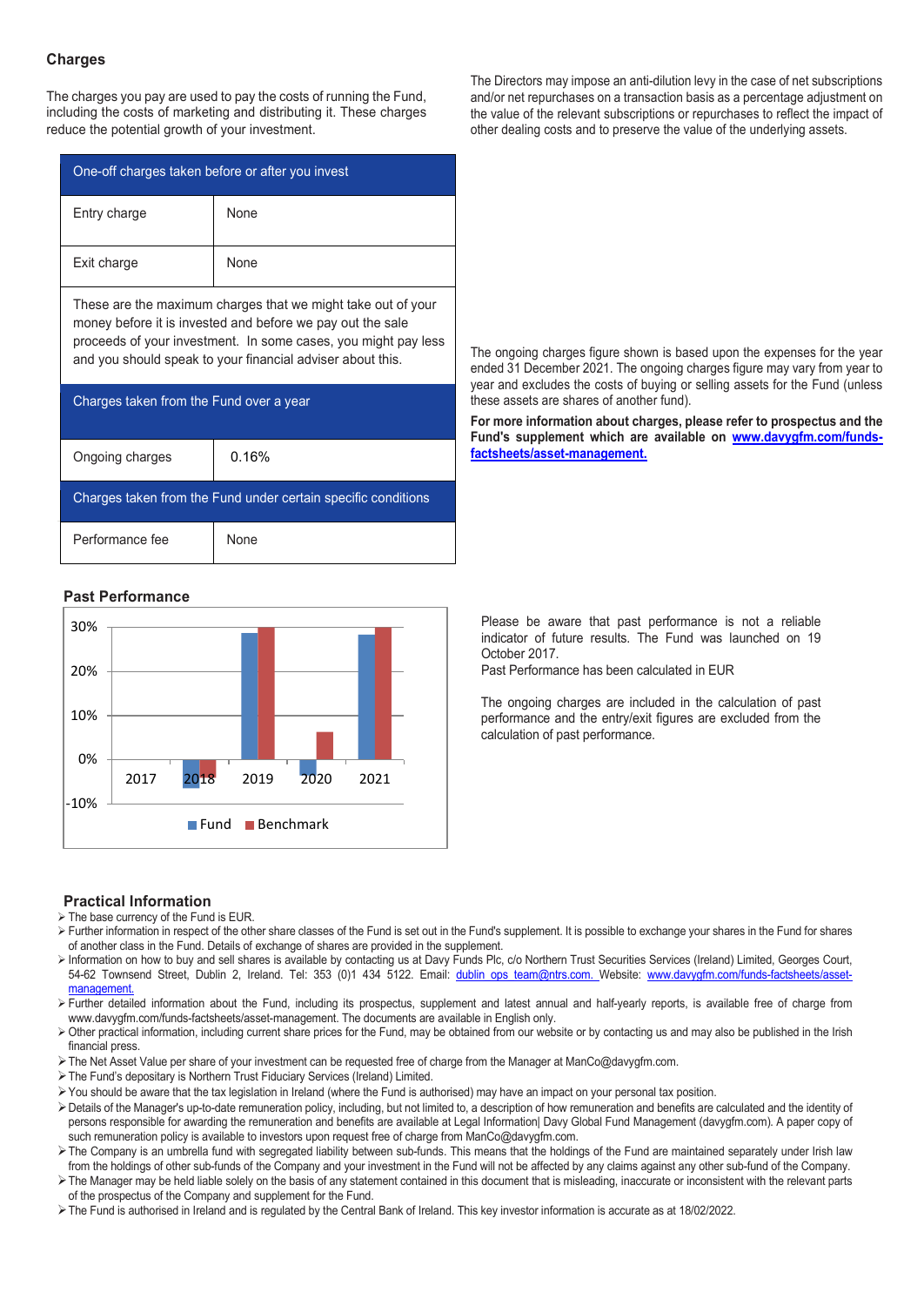## Charges

The charges you pay are used to pay the costs of running the Fund, including the costs of marketing and distributing it. These charges reduce the potential growth of your investment.

| One-off charges taken before or after you invest | |
|---|---|
| Entry charge | None |
| Exit charge | None |
| These are the maximum charges that we might take out of your money before it is invested and before we pay out the sale proceeds of your investment. In some cases, you might pay less and you should speak to your financial adviser about this. | |
| **Charges taken from the Fund over a year** | |
| Ongoing charges | 0.16% |
| **Charges taken from the Fund under certain specific conditions** | |
| Performance fee | None |

The Directors may impose an anti-dilution levy in the case of net subscriptions and/or net repurchases on a transaction basis as a percentage adjustment on the value of the relevant subscriptions or repurchases to reflect the impact of other dealing costs and to preserve the value of the underlying assets.

The ongoing charges figure shown is based upon the expenses for the year ended 31 December 2021. The ongoing charges figure may vary from year to year and excludes the costs of buying or selling assets for the Fund (unless these assets are shares of another fund).

**For more information about charges, please refer to prospectus and the Fund's supplement which are available on [www.davygfm.com/funds-factsheets/asset-management.](www.davygfm.com/funds-factsheets/asset-management)**

## Past Performance

30%
20%
10%
0%
-10%
2017 2018 2019 2020 2021
Fund Benchmark

Please be aware that past performance is not a reliable indicator of future results. The Fund was launched on 19 October 2017.
Past Performance has been calculated in EUR

The ongoing charges are included in the calculation of past performance and the entry/exit figures are excluded from the calculation of past performance.

## Practical Information

- The base currency of the Fund is EUR.
- Further information in respect of the other share classes of the Fund is set out in the Fund's supplement. It is possible to exchange your shares in the Fund for shares of another class in the Fund. Details of exchange of shares are provided in the supplement.
- Information on how to buy and sell shares is available by contacting us at Davy Funds Plc, c/o Northern Trust Securities Services (Ireland) Limited, Georges Court, 54-62 Townsend Street, Dublin 2, Ireland. Tel: 353 (0)1 434 5122. Email: dublin_ops_team@ntrs.com. Website: [www.davygfm.com/funds-factsheets/asset-management.](www.davygfm.com/funds-factsheets/asset-management)
- Further detailed information about the Fund, including its prospectus, supplement and latest annual and half-yearly reports, is available free of charge from www.davygfm.com/funds-factsheets/asset-management. The documents are available in English only.
- Other practical information, including current share prices for the Fund, may be obtained from our website or by contacting us and may also be published in the Irish financial press.
- The Net Asset Value per share of your investment can be requested free of charge from the Manager at ManCo@davygfm.com.
- The Fund's depositary is Northern Trust Fiduciary Services (Ireland) Limited.
- You should be aware that the tax legislation in Ireland (where the Fund is authorised) may have an impact on your personal tax position.
- Details of the Manager's up-to-date remuneration policy, including, but not limited to, a description of how remuneration and benefits are calculated and the identity of persons responsible for awarding the remuneration and benefits are available at Legal Information| Davy Global Fund Management (davygfm.com). A paper copy of such remuneration policy is available to investors upon request free of charge from ManCo@davygfm.com.
- The Company is an umbrella fund with segregated liability between sub-funds. This means that the holdings of the Fund are maintained separately under Irish law from the holdings of other sub-funds of the Company and your investment in the Fund will not be affected by any claims against any other sub-fund of the Company.
- The Manager may be held liable solely on the basis of any statement contained in this document that is misleading, inaccurate or inconsistent with the relevant parts of the prospectus of the Company and supplement for the Fund.
- The Fund is authorised in Ireland and is regulated by the Central Bank of Ireland. This key investor information is accurate as at 18/02/2022.